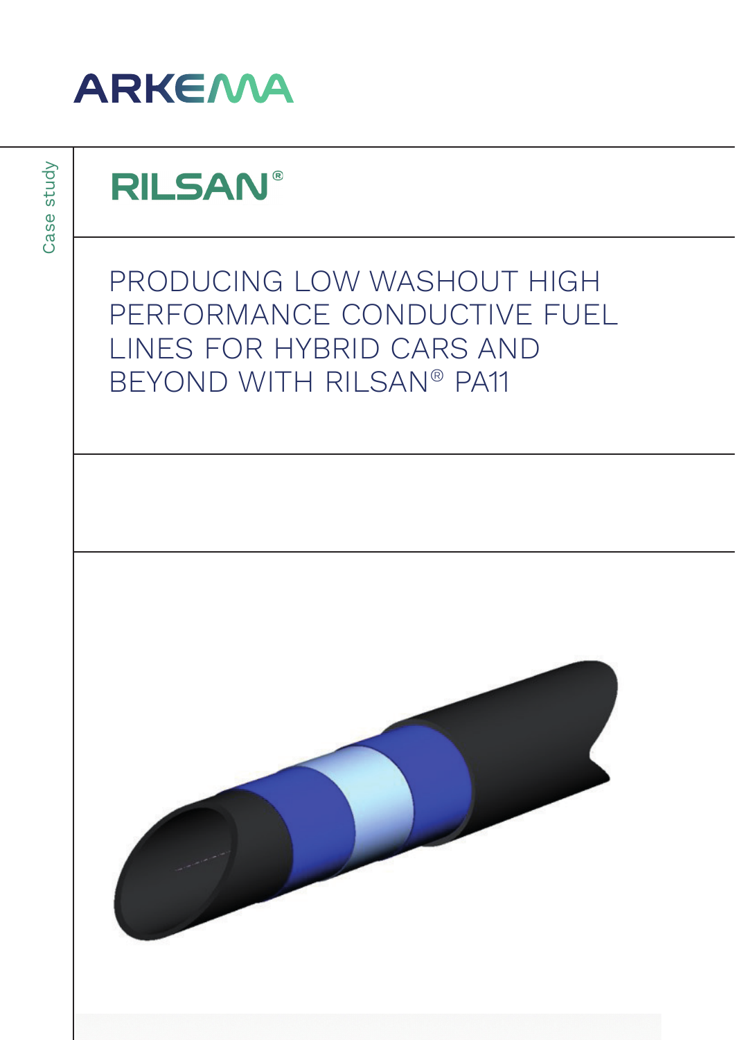ARKEMA

Case study

RILSAN®

# PRODUCING LOW WASHOUT HIGH PERFORMANCE CONDUCTIVE FUEL LINES FOR HYBRID CARS AND BEYOND WITH RILSAN® PA11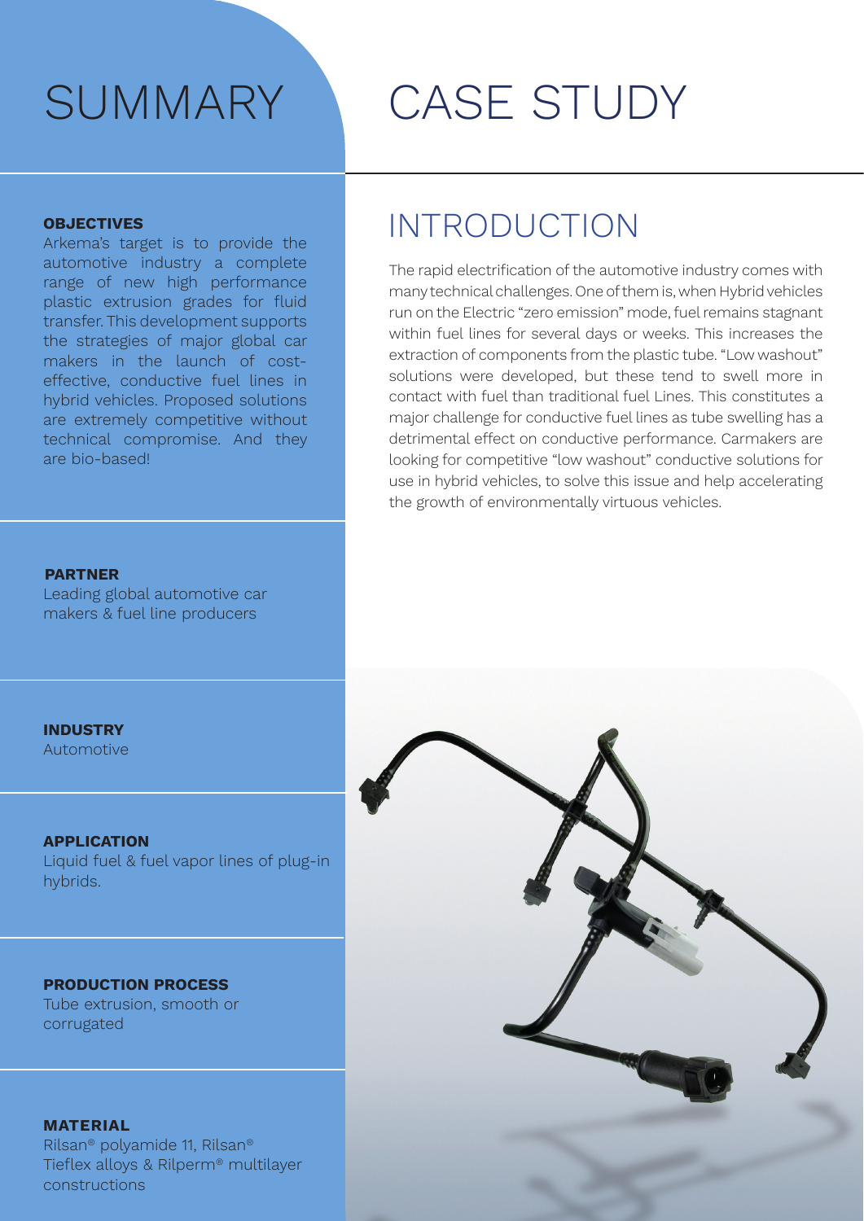# SUMMARY

**OBJECTIVES**

Arkema's target is to provide the automotive industry a complete range of new high performance plastic extrusion grades for fluid transfer. This development supports the strategies of major global car makers in the launch of cost-effective, conductive fuel lines in hybrid vehicles. Proposed solutions are extremely competitive without technical compromise. And they are bio-based!

**PARTNER**

Leading global automotive car makers & fuel line producers

**INDUSTRY**

Automotive

**APPLICATION**

Liquid fuel & fuel vapor lines of plug-in hybrids.

**PRODUCTION PROCESS**

Tube extrusion, smooth or corrugated

**MATERIAL**

Rilsan® polyamide 11, Rilsan® Tieflex alloys & Rilperm® multilayer constructions

# CASE STUDY

## INTRODUCTION

The rapid electrification of the automotive industry comes with many technical challenges. One of them is, when Hybrid vehicles run on the Electric "zero emission" mode, fuel remains stagnant within fuel lines for several days or weeks. This increases the extraction of components from the plastic tube. "Low washout" solutions were developed, but these tend to swell more in contact with fuel than traditional fuel Lines. This constitutes a major challenge for conductive fuel lines as tube swelling has a detrimental effect on conductive performance. Carmakers are looking for competitive "low washout" conductive solutions for use in hybrid vehicles, to solve this issue and help accelerating the growth of environmentally virtuous vehicles.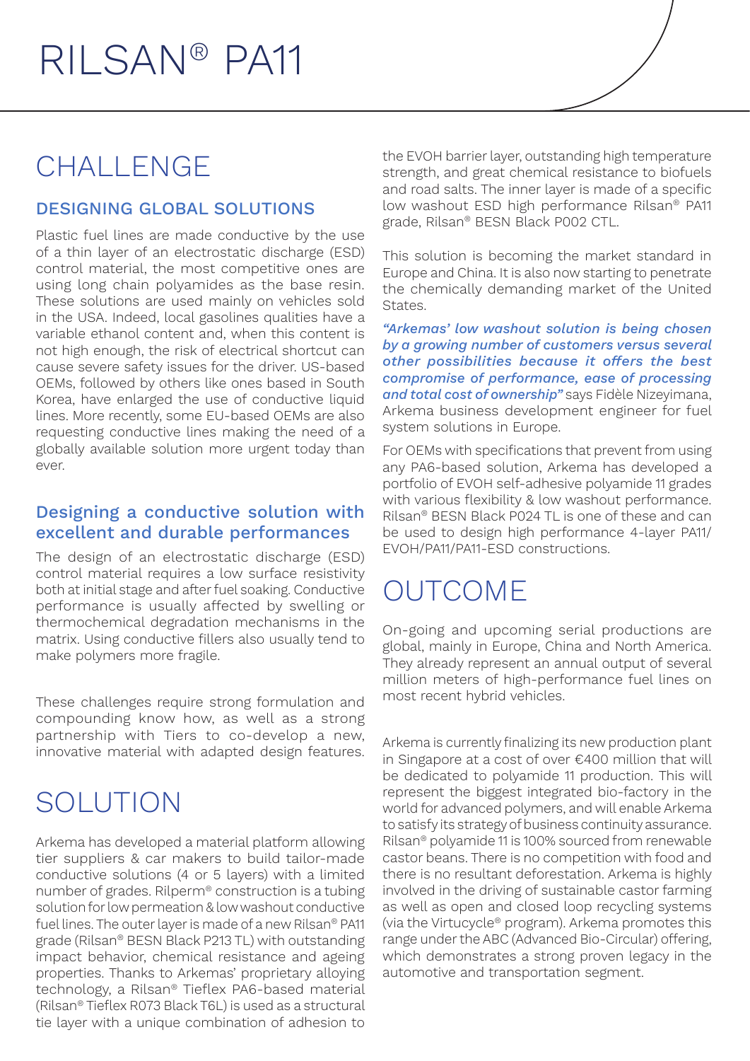# RILSAN® PA11

## CHALLENGE

### DESIGNING GLOBAL SOLUTIONS

Plastic fuel lines are made conductive by the use of a thin layer of an electrostatic discharge (ESD) control material, the most competitive ones are using long chain polyamides as the base resin. These solutions are used mainly on vehicles sold in the USA. Indeed, local gasolines qualities have a variable ethanol content and, when this content is not high enough, the risk of electrical shortcut can cause severe safety issues for the driver. US-based OEMs, followed by others like ones based in South Korea, have enlarged the use of conductive liquid lines. More recently, some EU-based OEMs are also requesting conductive lines making the need of a globally available solution more urgent today than ever.

### Designing a conductive solution with excellent and durable performances

The design of an electrostatic discharge (ESD) control material requires a low surface resistivity both at initial stage and after fuel soaking. Conductive performance is usually affected by swelling or thermochemical degradation mechanisms in the matrix. Using conductive fillers also usually tend to make polymers more fragile.

These challenges require strong formulation and compounding know how, as well as a strong partnership with Tiers to co-develop a new, innovative material with adapted design features.

## SOLUTION

Arkema has developed a material platform allowing tier suppliers & car makers to build tailor-made conductive solutions (4 or 5 layers) with a limited number of grades. Rilperm® construction is a tubing solution for low permeation & low washout conductive fuel lines. The outer layer is made of a new Rilsan® PA11 grade (Rilsan® BESN Black P213 TL) with outstanding impact behavior, chemical resistance and ageing properties. Thanks to Arkemas' proprietary alloying technology, a Rilsan® Tieflex PA6-based material (Rilsan® Tieflex R073 Black T6L) is used as a structural tie layer with a unique combination of adhesion to the EVOH barrier layer, outstanding high temperature strength, and great chemical resistance to biofuels and road salts. The inner layer is made of a specific low washout ESD high performance Rilsan® PA11 grade, Rilsan® BESN Black P002 CTL.

This solution is becoming the market standard in Europe and China. It is also now starting to penetrate the chemically demanding market of the United States.

***"Arkemas' low washout solution is being chosen by a growing number of customers versus several other possibilities because it offers the best compromise of performance, ease of processing and total cost of ownership"*** says Fidèle Nizeyimana, Arkema business development engineer for fuel system solutions in Europe.

For OEMs with specifications that prevent from using any PA6-based solution, Arkema has developed a portfolio of EVOH self-adhesive polyamide 11 grades with various flexibility & low washout performance. Rilsan® BESN Black P024 TL is one of these and can be used to design high performance 4-layer PA11/EVOH/PA11/PA11-ESD constructions.

## OUTCOME

On-going and upcoming serial productions are global, mainly in Europe, China and North America. They already represent an annual output of several million meters of high-performance fuel lines on most recent hybrid vehicles.

Arkema is currently finalizing its new production plant in Singapore at a cost of over €400 million that will be dedicated to polyamide 11 production. This will represent the biggest integrated bio-factory in the world for advanced polymers, and will enable Arkema to satisfy its strategy of business continuity assurance. Rilsan® polyamide 11 is 100% sourced from renewable castor beans. There is no competition with food and there is no resultant deforestation. Arkema is highly involved in the driving of sustainable castor farming as well as open and closed loop recycling systems (via the Virtucycle® program). Arkema promotes this range under the ABC (Advanced Bio-Circular) offering, which demonstrates a strong proven legacy in the automotive and transportation segment.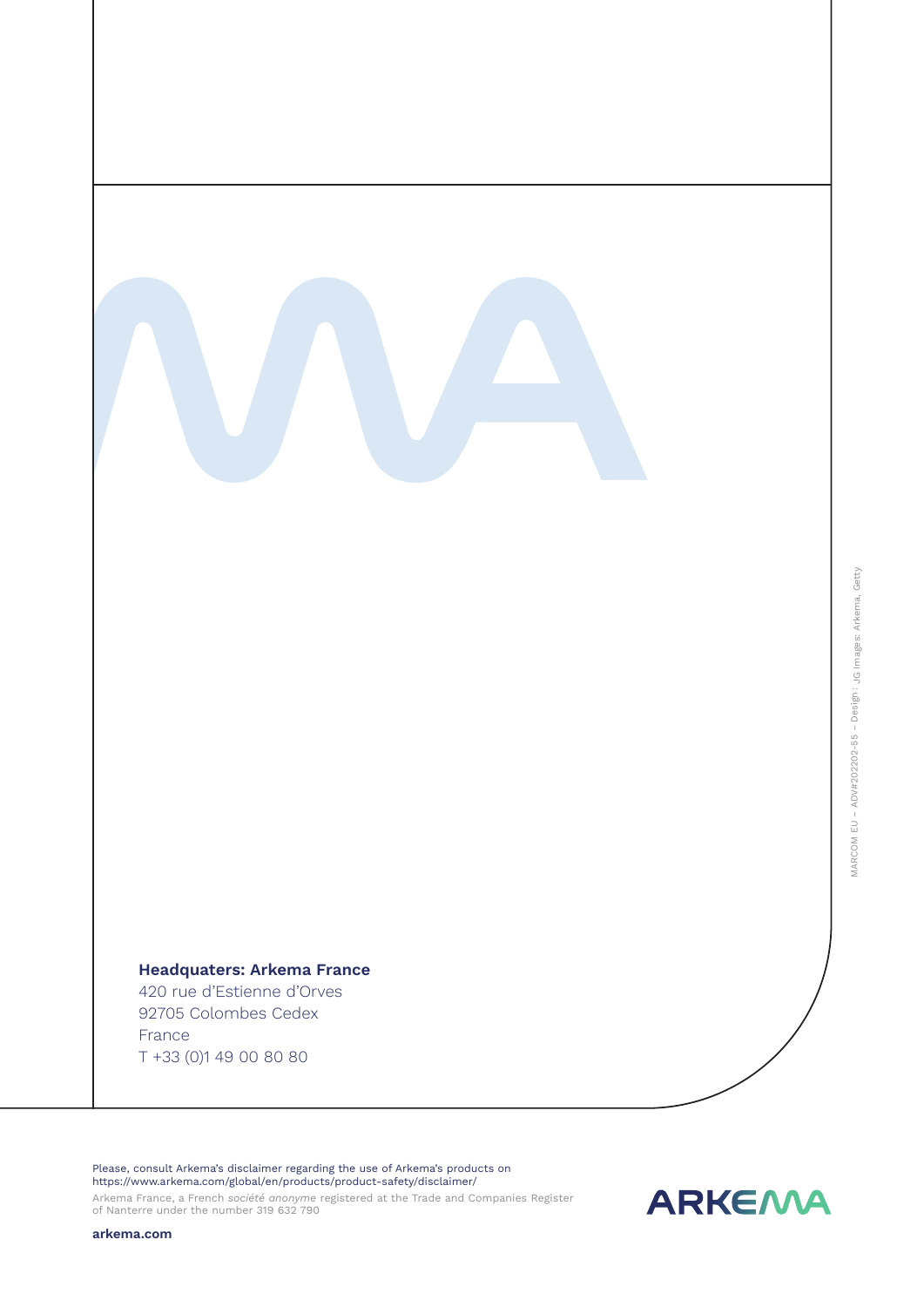**Headquaters: Arkema France**

420 rue d'Estienne d'Orves
92705 Colombes Cedex
France
T +33 (0)1 49 00 80 80

MARCOM EU – ADV#202202-55 – Design : JG Images: Arkema, Getty

Please, consult Arkema's disclaimer regarding the use of Arkema's products on
https://www.arkema.com/global/en/products/product-safety/disclaimer/

Arkema France, a French *société anonyme* registered at the Trade and Companies Register of Nanterre under the number 319 632 790

ARKEMA

**arkema.com**